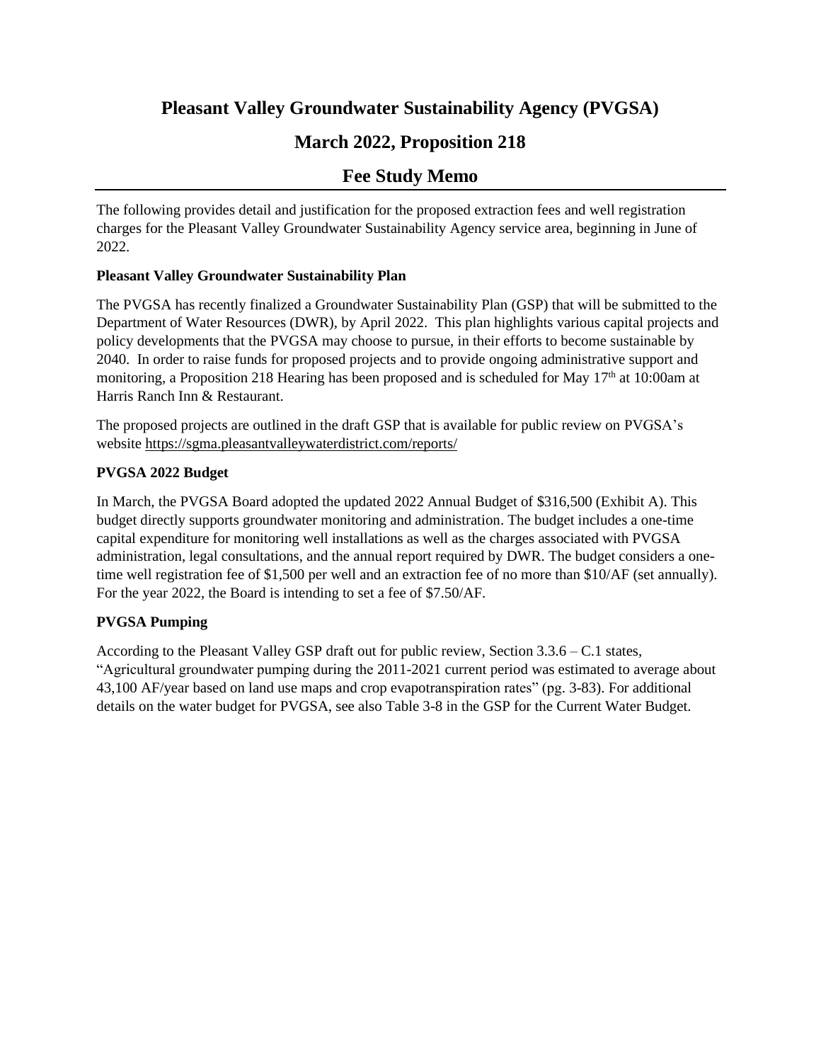# Pleasant Valley Groundwater Sustainability Agency (PVGSA)

# March 2022, Proposition 218

# Fee Study Memo

The following provides detail and justification for the proposed extraction fees and well registration charges for the Pleasant Valley Groundwater Sustainability Agency service area, beginning in June of 2022.

**Pleasant Valley Groundwater Sustainability Plan**

The PVGSA has recently finalized a Groundwater Sustainability Plan (GSP) that will be submitted to the Department of Water Resources (DWR), by April 2022. This plan highlights various capital projects and policy developments that the PVGSA may choose to pursue, in their efforts to become sustainable by 2040. In order to raise funds for proposed projects and to provide ongoing administrative support and monitoring, a Proposition 218 Hearing has been proposed and is scheduled for May 17th at 10:00am at Harris Ranch Inn & Restaurant.

The proposed projects are outlined in the draft GSP that is available for public review on PVGSA's website https://sgma.pleasantvalleywaterdistrict.com/reports/

**PVGSA 2022 Budget**

In March, the PVGSA Board adopted the updated 2022 Annual Budget of $316,500 (Exhibit A). This budget directly supports groundwater monitoring and administration. The budget includes a one-time capital expenditure for monitoring well installations as well as the charges associated with PVGSA administration, legal consultations, and the annual report required by DWR. The budget considers a one-time well registration fee of $1,500 per well and an extraction fee of no more than $10/AF (set annually). For the year 2022, the Board is intending to set a fee of $7.50/AF.

**PVGSA Pumping**

According to the Pleasant Valley GSP draft out for public review, Section 3.3.6 – C.1 states, "Agricultural groundwater pumping during the 2011-2021 current period was estimated to average about 43,100 AF/year based on land use maps and crop evapotranspiration rates" (pg. 3-83). For additional details on the water budget for PVGSA, see also Table 3-8 in the GSP for the Current Water Budget.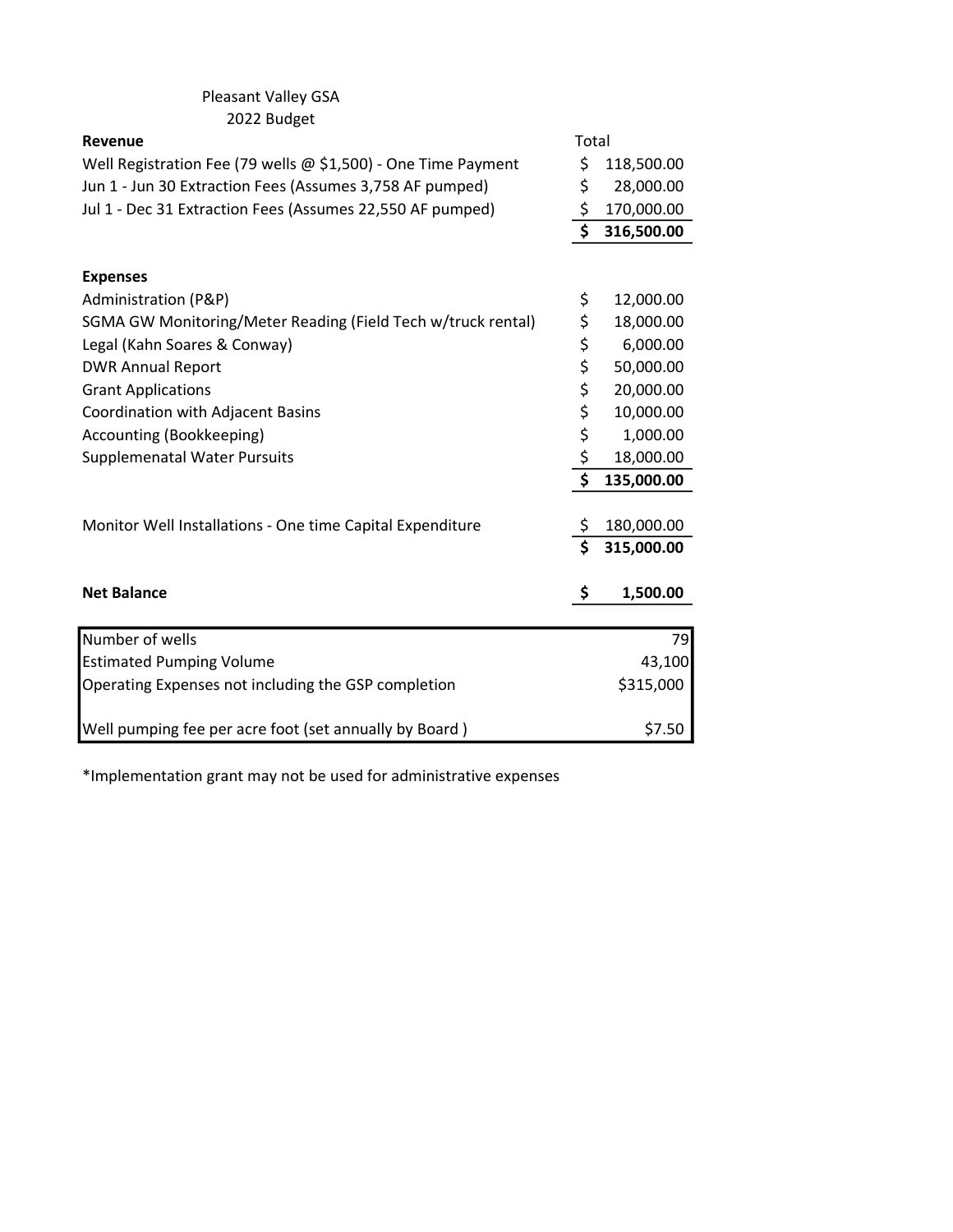Pleasant Valley GSA

2022 Budget

| | |
|---|---|
| **Revenue** | Total |
| Well Registration Fee (79 wells @ $1,500) - One Time Payment | $ 118,500.00 |
| Jun 1 - Jun 30 Extraction Fees (Assumes 3,758 AF pumped) | $ 28,000.00 |
| Jul 1 - Dec 31 Extraction Fees (Assumes 22,550 AF pumped) | $ 170,000.00 |
| | **$ 316,500.00** |
| | |
| **Expenses** | |
| Administration (P&P) | $ 12,000.00 |
| SGMA GW Monitoring/Meter Reading (Field Tech w/truck rental) | $ 18,000.00 |
| Legal (Kahn Soares & Conway) | $ 6,000.00 |
| DWR Annual Report | $ 50,000.00 |
| Grant Applications | $ 20,000.00 |
| Coordination with Adjacent Basins | $ 10,000.00 |
| Accounting (Bookkeeping) | $ 1,000.00 |
| Supplemenatal Water Pursuits | $ 18,000.00 |
| | **$ 135,000.00** |
| | |
| Monitor Well Installations - One time Capital Expenditure | $ 180,000.00 |
| | **$ 315,000.00** |
| | |
| **Net Balance** | **$ 1,500.00** |

| | |
|---|---|
| Number of wells | 79 |
| Estimated Pumping Volume | 43,100 |
| Operating Expenses not including the GSP completion | $315,000 |
| | |
| Well pumping fee per acre foot (set annually by Board ) | $7.50 |

*Implementation grant may not be used for administrative expenses